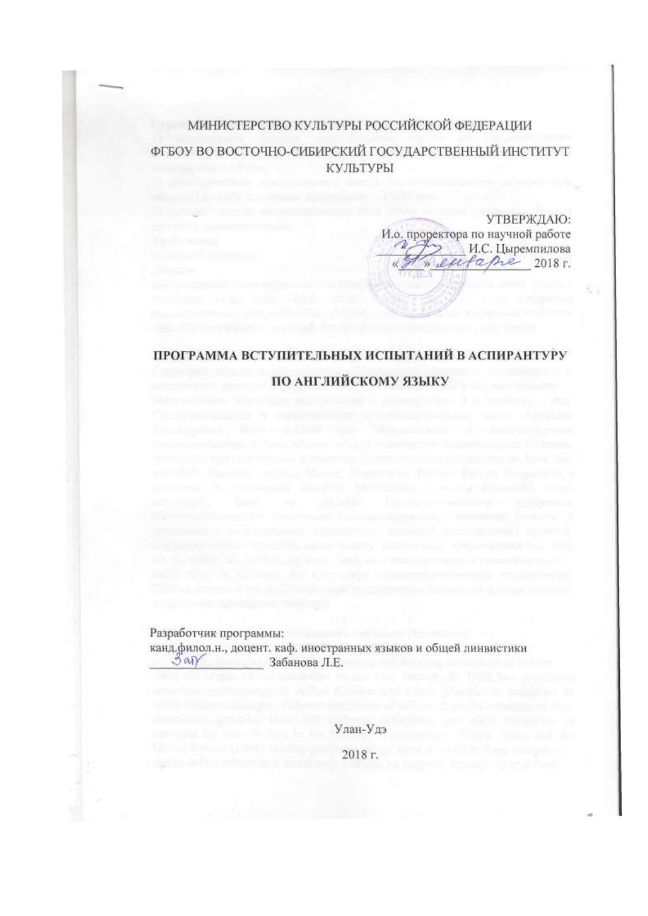МИНИСТЕРСТВО КУЛЬТУРЫ РОССИЙСКОЙ ФЕДЕРАЦИИ

ФГБОУ ВО ВОСТОЧНО-СИБИРСКИЙ ГОСУДАРСТВЕННЫЙ ИНСТИТУТ КУЛЬТУРЫ

УТВЕРЖДАЮ:
И.о. проректора по научной работе
\_\_\_\_\_\_\_\_\_\_ И.С. Цыремпилова
«\_\_\_» января 2018 г.

# ПРОГРАММА ВСТУПИТЕЛЬНЫХ ИСПЫТАНИЙ В АСПИРАНТУРУ ПО АНГЛИЙСКОМУ ЯЗЫКУ

Разработчик программы:
канд.филол.н., доцент. каф. иностранных языков и общей линвистики
\_\_\_\_\_\_\_\_\_\_ Забанова Л.Е.

Улан-Удэ

2018 г.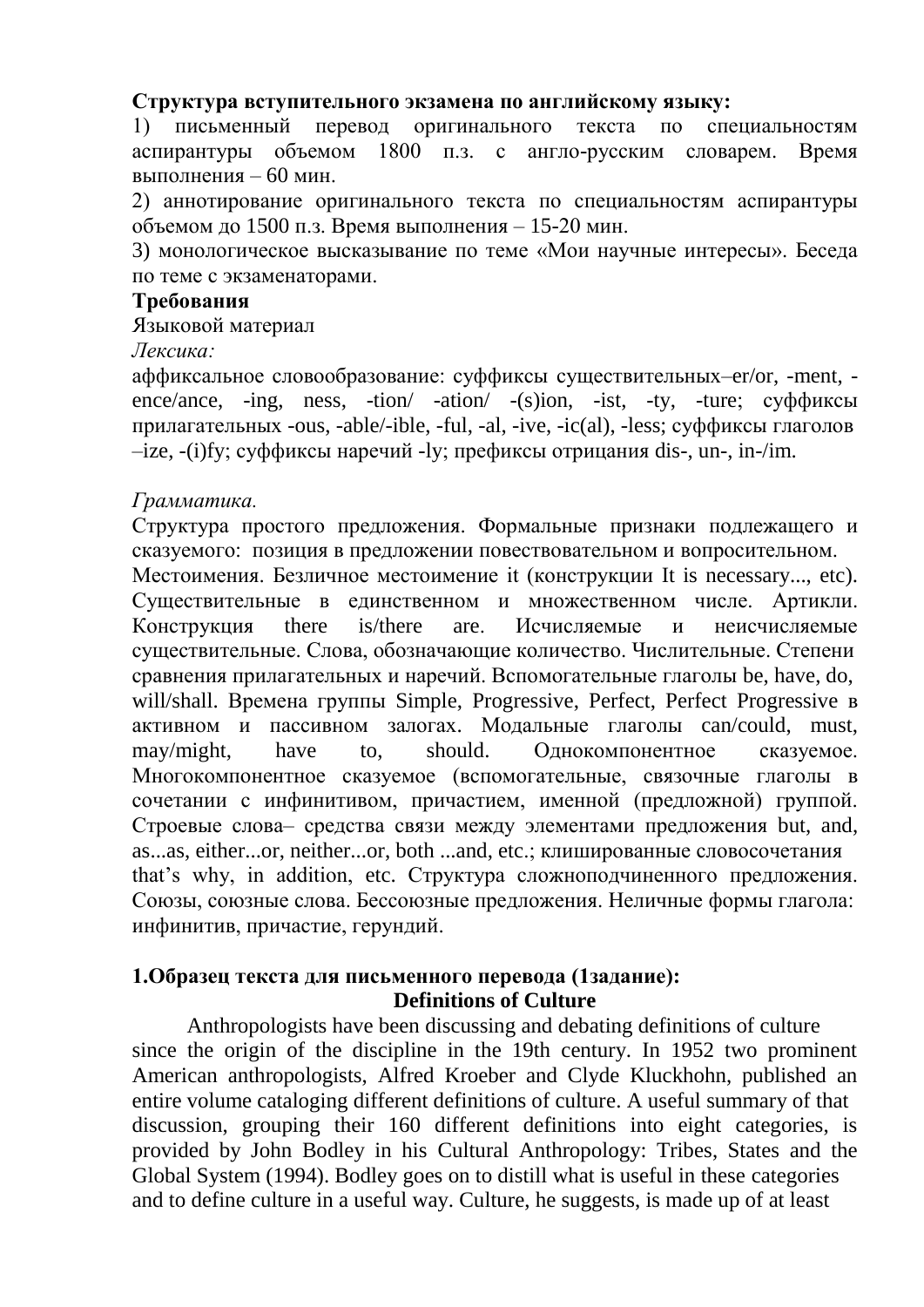**Структура вступительного экзамена по английскому языку:**

1) письменный перевод оригинального текста по специальностям аспирантуры объемом 1800 п.з. с англо-русским словарем. Время выполнения – 60 мин.

2) аннотирование оригинального текста по специальностям аспирантуры объемом до 1500 п.з. Время выполнения – 15-20 мин.

3) монологическое высказывание по теме «Мои научные интересы». Беседа по теме с экзаменаторами.

**Требования**

Языковой материал

*Лексика:*

аффиксальное словообразование: суффиксы существительных–er/or, -ment, -ence/ance, -ing, ness, -tion/ -ation/ -(s)ion, -ist, -ty, -ture; суффиксы прилагательных -ous, -able/-ible, -ful, -al, -ive, -ic(al), -less; суффиксы глаголов –ize, -(i)fy; суффиксы наречий -ly; префиксы отрицания dis-, un-, in-/im.

*Грамматика.*

Структура простого предложения. Формальные признаки подлежащего и сказуемого: позиция в предложении повествовательном и вопросительном. Местоимения. Безличное местоимение it (конструкции It is necessary..., etc). Существительные в единственном и множественном числе. Артикли. Конструкция there is/there are. Исчисляемые и неисчисляемые существительные. Слова, обозначающие количество. Числительные. Степени сравнения прилагательных и наречий. Вспомогательные глаголы be, have, do, will/shall. Времена группы Simple, Progressive, Perfect, Perfect Progressive в активном и пассивном залогах. Модальные глаголы can/could, must, may/might, have to, should. Однокомпонентное сказуемое. Многокомпонентное сказуемое (вспомогательные, связочные глаголы в сочетании с инфинитивом, причастием, именной (предложной) группой. Строевые слова– средства связи между элементами предложения but, and, as...as, either...or, neither...or, both ...and, etc.; клишированные словосочетания that's why, in addition, etc. Структура сложноподчиненного предложения. Союзы, союзные слова. Бессоюзные предложения. Неличные формы глагола: инфинитив, причастие, герундий.

**1.Образец текста для письменного перевода (1задание):**

**Definitions of Culture**

Anthropologists have been discussing and debating definitions of culture since the origin of the discipline in the 19th century. In 1952 two prominent American anthropologists, Alfred Kroeber and Clyde Kluckhohn, published an entire volume cataloging different definitions of culture. A useful summary of that discussion, grouping their 160 different definitions into eight categories, is provided by John Bodley in his Cultural Anthropology: Tribes, States and the Global System (1994). Bodley goes on to distill what is useful in these categories and to define culture in a useful way. Culture, he suggests, is made up of at least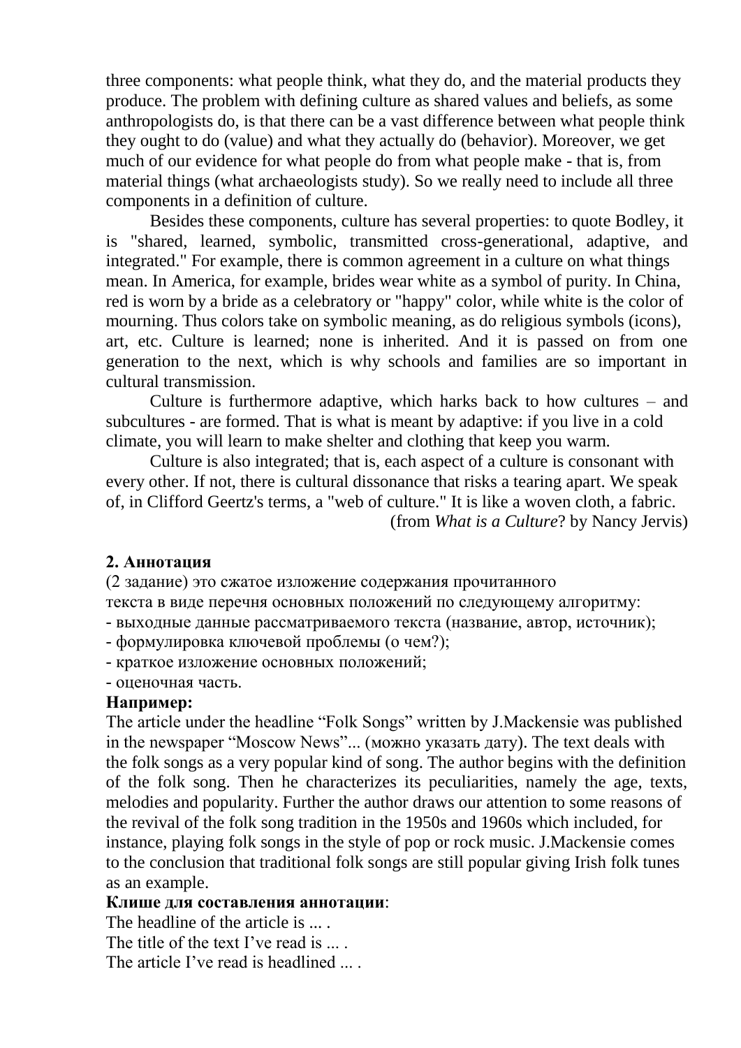three components: what people think, what they do, and the material products they produce. The problem with defining culture as shared values and beliefs, as some anthropologists do, is that there can be a vast difference between what people think they ought to do (value) and what they actually do (behavior). Moreover, we get much of our evidence for what people do from what people make - that is, from material things (what archaeologists study). So we really need to include all three components in a definition of culture.

Besides these components, culture has several properties: to quote Bodley, it is "shared, learned, symbolic, transmitted cross-generational, adaptive, and integrated." For example, there is common agreement in a culture on what things mean. In America, for example, brides wear white as a symbol of purity. In China, red is worn by a bride as a celebratory or "happy" color, while white is the color of mourning. Thus colors take on symbolic meaning, as do religious symbols (icons), art, etc. Culture is learned; none is inherited. And it is passed on from one generation to the next, which is why schools and families are so important in cultural transmission.

Culture is furthermore adaptive, which harks back to how cultures – and subcultures - are formed. That is what is meant by adaptive: if you live in a cold climate, you will learn to make shelter and clothing that keep you warm.

Culture is also integrated; that is, each aspect of a culture is consonant with every other. If not, there is cultural dissonance that risks a tearing apart. We speak of, in Clifford Geertz's terms, a "web of culture." It is like a woven cloth, a fabric.

(from *What is a Culture*? by Nancy Jervis)

**2. Аннотация**

(2 задание) это сжатое изложение содержания прочитанного текста в виде перечня основных положений по следующему алгоритму:

- выходные данные рассматриваемого текста (название, автор, источник);
- формулировка ключевой проблемы (о чем?);
- краткое изложение основных положений;
- оценочная часть.

**Например:**

The article under the headline "Folk Songs" written by J.Mackensie was published in the newspaper "Moscow News"... (можно указать дату). The text deals with the folk songs as a very popular kind of song. The author begins with the definition of the folk song. Then he characterizes its peculiarities, namely the age, texts, melodies and popularity. Further the author draws our attention to some reasons of the revival of the folk song tradition in the 1950s and 1960s which included, for instance, playing folk songs in the style of pop or rock music. J.Mackensie comes to the conclusion that traditional folk songs are still popular giving Irish folk tunes as an example.

**Клише для составления аннотации**:

The headline of the article is ... .

The title of the text I've read is ... .

The article I've read is headlined ... .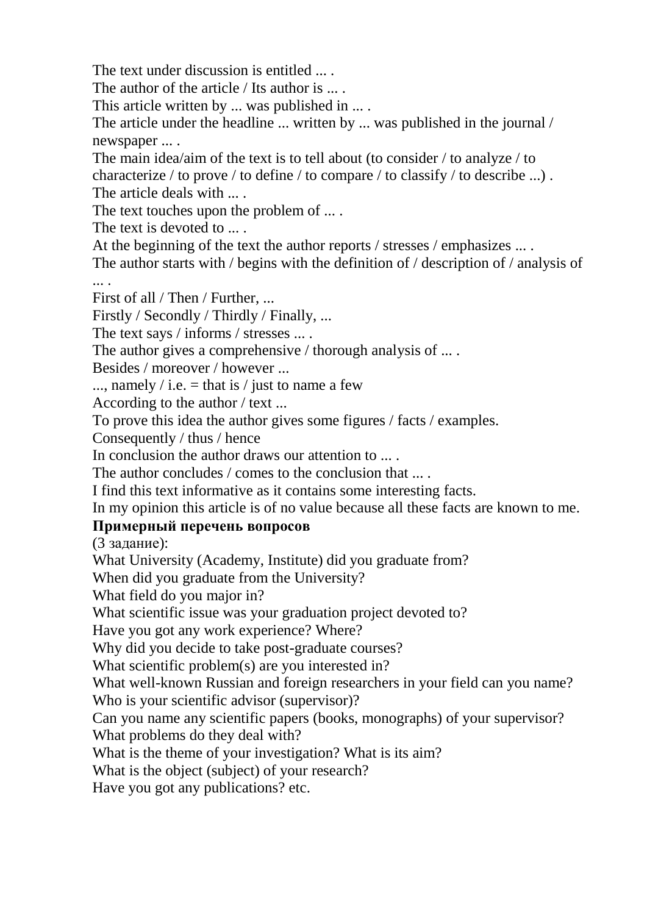The text under discussion is entitled ... .

The author of the article / Its author is ... .

This article written by ... was published in ... .

The article under the headline ... written by ... was published in the journal / newspaper ... .

The main idea/aim of the text is to tell about (to consider / to analyze / to characterize / to prove / to define / to compare / to classify / to describe ...) .

The article deals with ... .

The text touches upon the problem of ... .

The text is devoted to ... .

At the beginning of the text the author reports / stresses / emphasizes ... .

The author starts with / begins with the definition of / description of / analysis of ... .

First of all / Then / Further, ...

Firstly / Secondly / Thirdly / Finally, ...

The text says / informs / stresses ... .

The author gives a comprehensive / thorough analysis of ... .

Besides / moreover / however ...

..., namely / i.e. = that is / just to name a few

According to the author / text ...

To prove this idea the author gives some figures / facts / examples.

Consequently / thus / hence

In conclusion the author draws our attention to ... .

The author concludes / comes to the conclusion that ... .

I find this text informative as it contains some interesting facts.

In my opinion this article is of no value because all these facts are known to me.

**Примерный перечень вопросов**

(3 задание):

What University (Academy, Institute) did you graduate from?

When did you graduate from the University?

What field do you major in?

What scientific issue was your graduation project devoted to?

Have you got any work experience? Where?

Why did you decide to take post-graduate courses?

What scientific problem(s) are you interested in?

What well-known Russian and foreign researchers in your field can you name?

Who is your scientific advisor (supervisor)?

Can you name any scientific papers (books, monographs) of your supervisor? What problems do they deal with?

What is the theme of your investigation? What is its aim?

What is the object (subject) of your research?

Have you got any publications? etc.